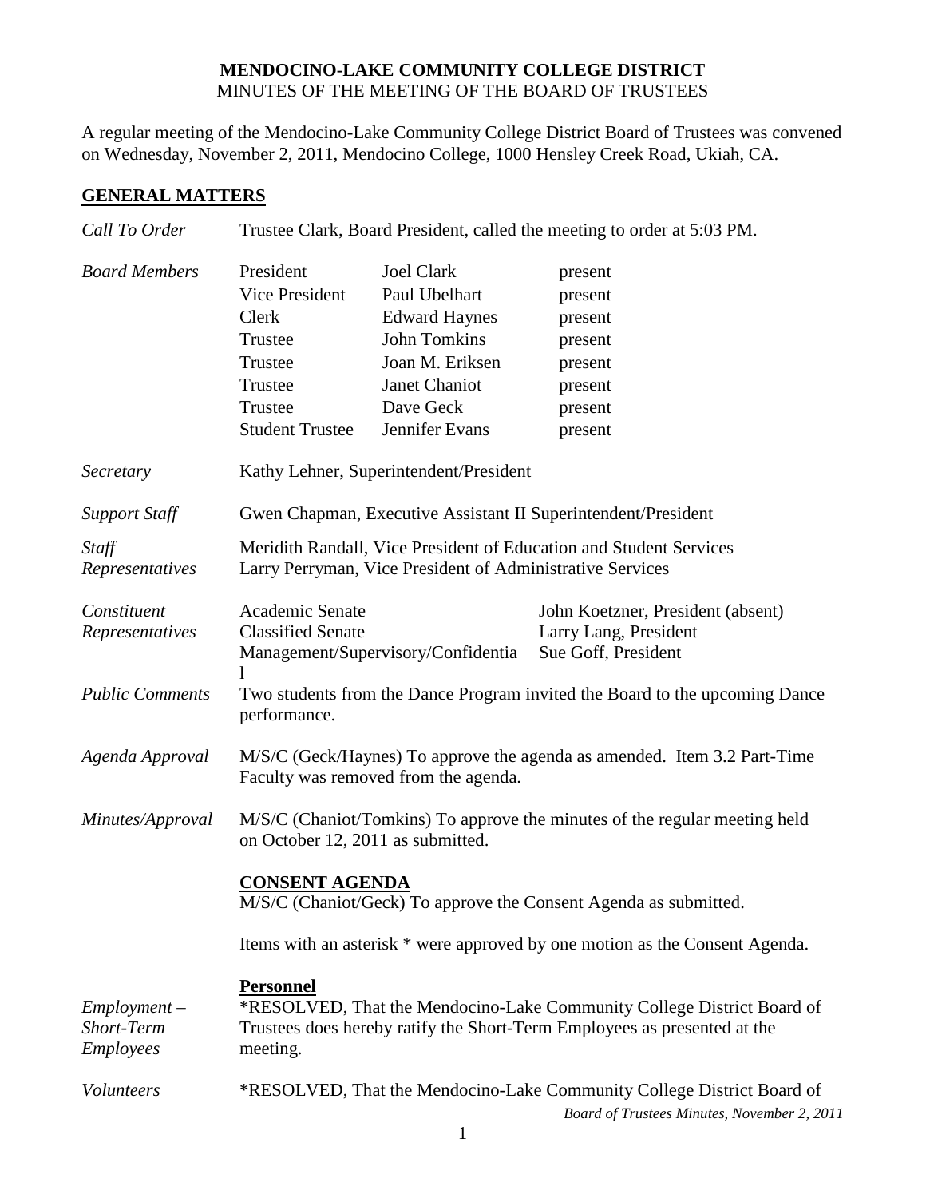# MENDOCINO-LAKE COMMUNITY COLLEGE DISTRICT

MINUTES OF THE MEETING OF THE BOARD OF TRUSTEES

A regular meeting of the Mendocino-Lake Community College District Board of Trustees was convened on Wednesday, November 2, 2011, Mendocino College, 1000 Hensley Creek Road, Ukiah, CA.

## GENERAL MATTERS

*Call To Order* — Trustee Clark, Board President, called the meeting to order at 5:03 PM.

*Board Members*

| | | |
|---|---|---|
| President | Joel Clark | present |
| Vice President | Paul Ubelhart | present |
| Clerk | Edward Haynes | present |
| Trustee | John Tomkins | present |
| Trustee | Joan M. Eriksen | present |
| Trustee | Janet Chaniot | present |
| Trustee | Dave Geck | present |
| Student Trustee | Jennifer Evans | present |

*Secretary* — Kathy Lehner, Superintendent/President

*Support Staff* — Gwen Chapman, Executive Assistant II Superintendent/President

*Staff Representatives* — Meridith Randall, Vice President of Education and Student Services; Larry Perryman, Vice President of Administrative Services

*Constituent Representatives*

| | |
|---|---|
| Academic Senate | John Koetzner, President (absent) |
| Classified Senate | Larry Lang, President |
| Management/Supervisory/Confidential | Sue Goff, President |

*Public Comments* — Two students from the Dance Program invited the Board to the upcoming Dance performance.

*Agenda Approval* — M/S/C (Geck/Haynes) To approve the agenda as amended. Item 3.2 Part-Time Faculty was removed from the agenda.

*Minutes/Approval* — M/S/C (Chaniot/Tomkins) To approve the minutes of the regular meeting held on October 12, 2011 as submitted.

## CONSENT AGENDA

M/S/C (Chaniot/Geck) To approve the Consent Agenda as submitted.

Items with an asterisk * were approved by one motion as the Consent Agenda.

### Personnel

*Employment – Short-Term Employees* — *RESOLVED, That the Mendocino-Lake Community College District Board of Trustees does hereby ratify the Short-Term Employees as presented at the meeting.

*Volunteers* — *RESOLVED, That the Mendocino-Lake Community College District Board of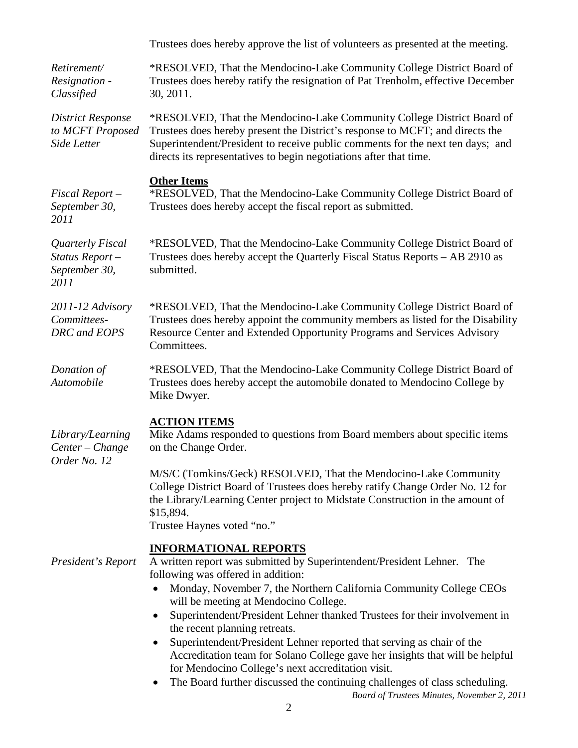Trustees does hereby approve the list of volunteers as presented at the meeting.

*Retirement/ Resignation - Classified*

*RESOLVED, That the Mendocino-Lake Community College District Board of Trustees does hereby ratify the resignation of Pat Trenholm, effective December 30, 2011.

*District Response to MCFT Proposed Side Letter*

*RESOLVED, That the Mendocino-Lake Community College District Board of Trustees does hereby present the District's response to MCFT; and directs the Superintendent/President to receive public comments for the next ten days; and directs its representatives to begin negotiations after that time.

**Other Items**

*Fiscal Report – September 30, 2011*

*RESOLVED, That the Mendocino-Lake Community College District Board of Trustees does hereby accept the fiscal report as submitted.

*Quarterly Fiscal Status Report – September 30, 2011*

*RESOLVED, That the Mendocino-Lake Community College District Board of Trustees does hereby accept the Quarterly Fiscal Status Reports – AB 2910 as submitted.

*2011-12 Advisory Committees- DRC and EOPS*

*RESOLVED, That the Mendocino-Lake Community College District Board of Trustees does hereby appoint the community members as listed for the Disability Resource Center and Extended Opportunity Programs and Services Advisory Committees.

*Donation of Automobile*

*RESOLVED, That the Mendocino-Lake Community College District Board of Trustees does hereby accept the automobile donated to Mendocino College by Mike Dwyer.

**ACTION ITEMS**

*Library/Learning Center – Change Order No. 12*

Mike Adams responded to questions from Board members about specific items on the Change Order.

M/S/C (Tomkins/Geck) RESOLVED, That the Mendocino-Lake Community College District Board of Trustees does hereby ratify Change Order No. 12 for the Library/Learning Center project to Midstate Construction in the amount of $15,894.
Trustee Haynes voted "no."

**INFORMATIONAL REPORTS**

*President's Report*

A written report was submitted by Superintendent/President Lehner. The following was offered in addition:

- Monday, November 7, the Northern California Community College CEOs will be meeting at Mendocino College.
- Superintendent/President Lehner thanked Trustees for their involvement in the recent planning retreats.
- Superintendent/President Lehner reported that serving as chair of the Accreditation team for Solano College gave her insights that will be helpful for Mendocino College's next accreditation visit.
- The Board further discussed the continuing challenges of class scheduling.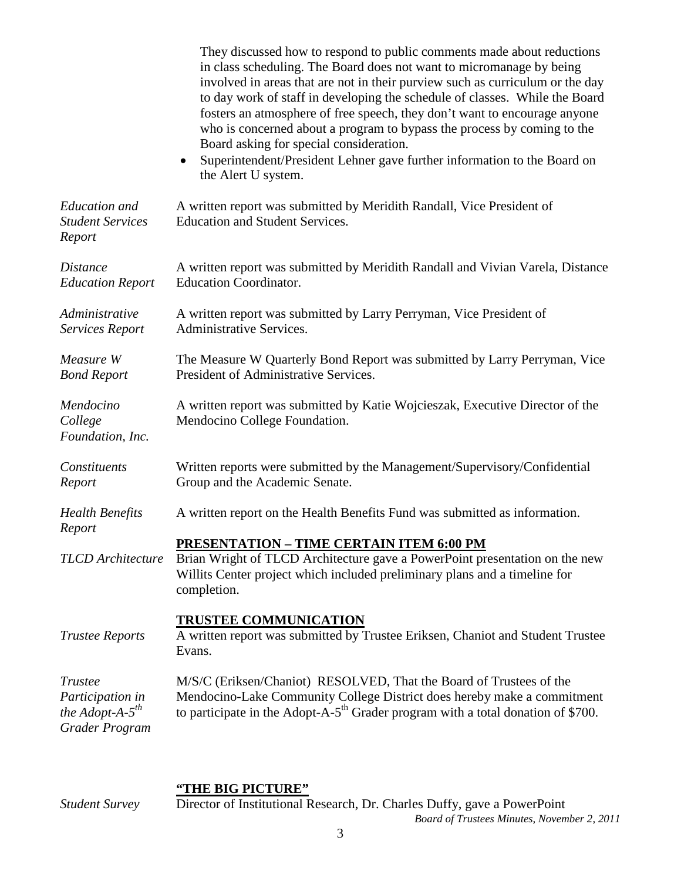They discussed how to respond to public comments made about reductions in class scheduling. The Board does not want to micromanage by being involved in areas that are not in their purview such as curriculum or the day to day work of staff in developing the schedule of classes. While the Board fosters an atmosphere of free speech, they don't want to encourage anyone who is concerned about a program to bypass the process by coming to the Board asking for special consideration.

- Superintendent/President Lehner gave further information to the Board on the Alert U system.

*Education and Student Services Report*

A written report was submitted by Meridith Randall, Vice President of Education and Student Services.

*Distance Education Report*

A written report was submitted by Meridith Randall and Vivian Varela, Distance Education Coordinator.

*Administrative Services Report*

A written report was submitted by Larry Perryman, Vice President of Administrative Services.

*Measure W Bond Report*

The Measure W Quarterly Bond Report was submitted by Larry Perryman, Vice President of Administrative Services.

*Mendocino College Foundation, Inc.*

A written report was submitted by Katie Wojcieszak, Executive Director of the Mendocino College Foundation.

*Constituents Report*

Written reports were submitted by the Management/Supervisory/Confidential Group and the Academic Senate.

*Health Benefits Report*

A written report on the Health Benefits Fund was submitted as information.

## PRESENTATION – TIME CERTAIN ITEM 6:00 PM

*TLCD Architecture*

Brian Wright of TLCD Architecture gave a PowerPoint presentation on the new Willits Center project which included preliminary plans and a timeline for completion.

## TRUSTEE COMMUNICATION

*Trustee Reports*

A written report was submitted by Trustee Eriksen, Chaniot and Student Trustee Evans.

*Trustee Participation in the Adopt-A-5th Grader Program*

M/S/C (Eriksen/Chaniot) RESOLVED, That the Board of Trustees of the Mendocino-Lake Community College District does hereby make a commitment to participate in the Adopt-A-5th Grader program with a total donation of $700.

## "THE BIG PICTURE"

*Student Survey*

Director of Institutional Research, Dr. Charles Duffy, gave a PowerPoint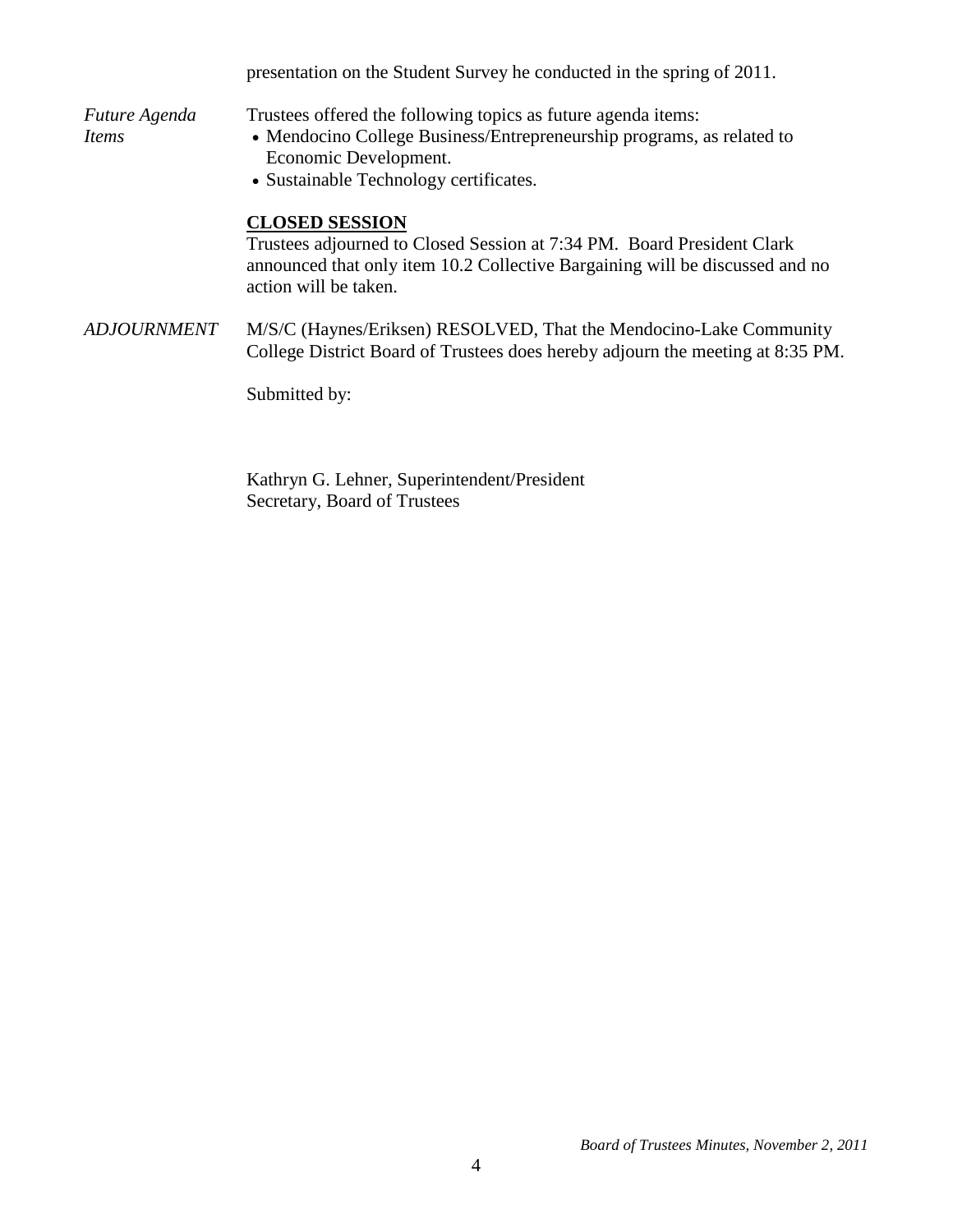presentation on the Student Survey he conducted in the spring of 2011.

*Future Agenda Items*

Trustees offered the following topics as future agenda items:

- Mendocino College Business/Entrepreneurship programs, as related to Economic Development.
- Sustainable Technology certificates.

**CLOSED SESSION**

Trustees adjourned to Closed Session at 7:34 PM. Board President Clark announced that only item 10.2 Collective Bargaining will be discussed and no action will be taken.

*ADJOURNMENT*

M/S/C (Haynes/Eriksen) RESOLVED, That the Mendocino-Lake Community College District Board of Trustees does hereby adjourn the meeting at 8:35 PM.

Submitted by:

Kathryn G. Lehner, Superintendent/President
Secretary, Board of Trustees